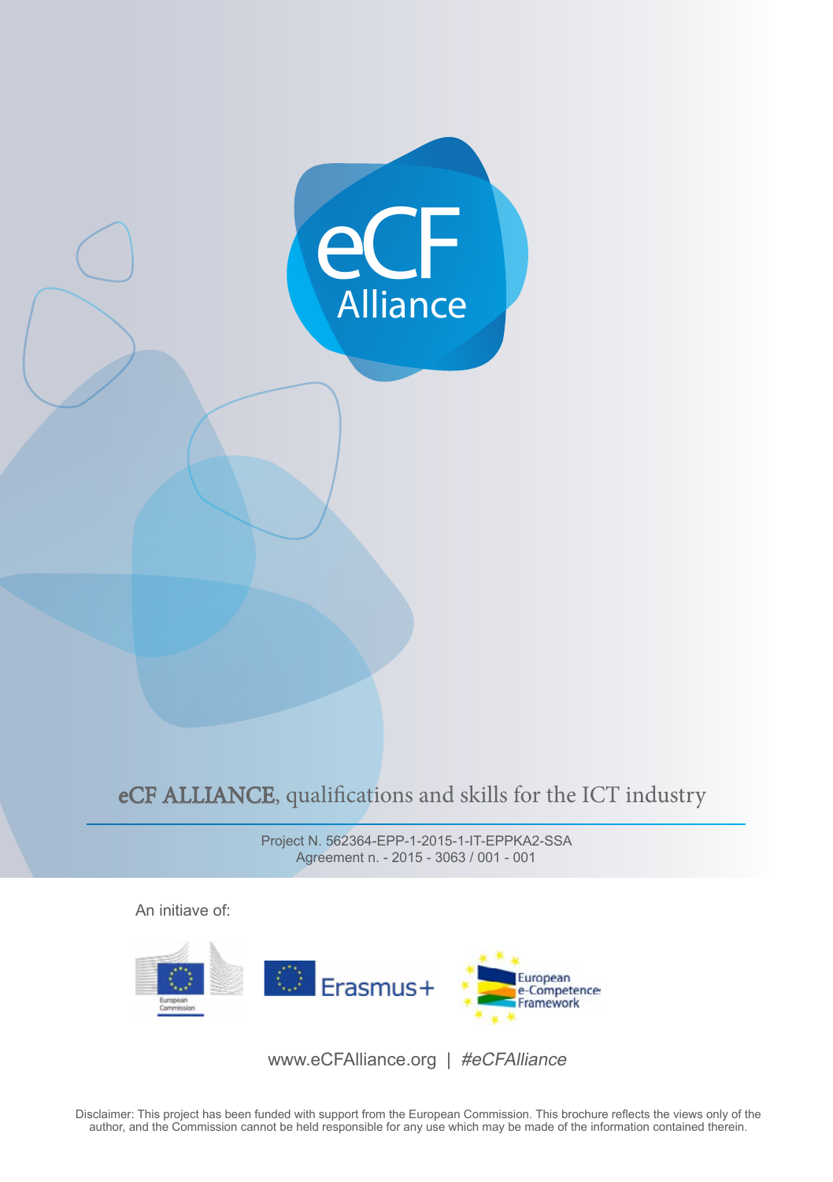# eCF Alliance

**eCF ALLIANCE**, qualifications and skills for the ICT industry

Project N. 562364-EPP-1-2015-1-IT-EPPKA2-SSA
Agreement n. - 2015 - 3063 / 001 - 001

An initiave of:

European Commission | Erasmus+ | European e-Competence Framework

www.eCFAlliance.org | *#eCFAlliance*

Disclaimer: This project has been funded with support from the European Commission. This brochure reflects the views only of the author, and the Commission cannot be held responsible for any use which may be made of the information contained therein.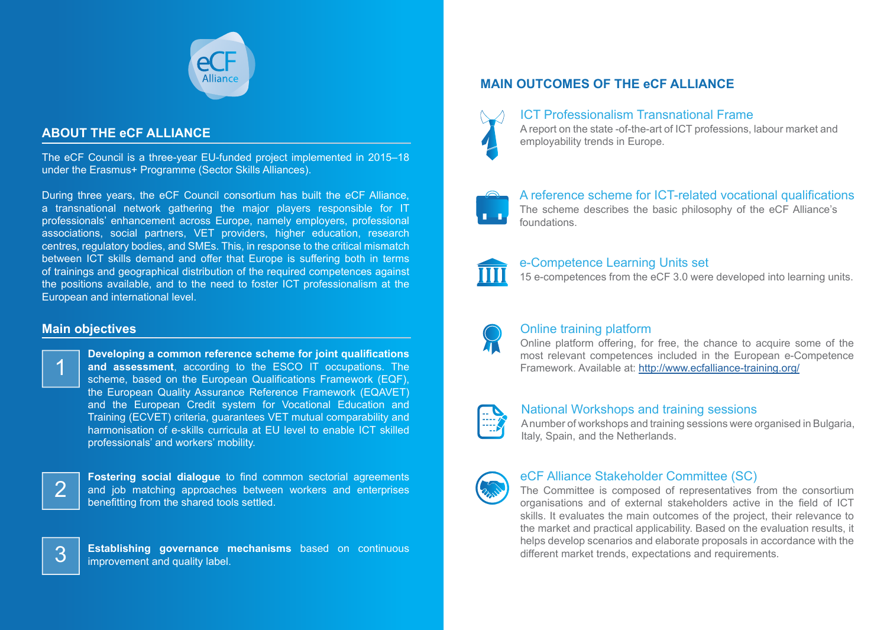eCF Alliance

## ABOUT THE eCF ALLIANCE

The eCF Council is a three-year EU-funded project implemented in 2015–18 under the Erasmus+ Programme (Sector Skills Alliances).

During three years, the eCF Council consortium has built the eCF Alliance, a transnational network gathering the major players responsible for IT professionals' enhancement across Europe, namely employers, professional associations, social partners, VET providers, higher education, research centres, regulatory bodies, and SMEs. This, in response to the critical mismatch between ICT skills demand and offer that Europe is suffering both in terms of trainings and geographical distribution of the required competences against the positions available, and to the need to foster ICT professionalism at the European and international level.

### Main objectives

1. **Developing a common reference scheme for joint qualifications and assessment**, according to the ESCO IT occupations. The scheme, based on the European Qualifications Framework (EQF), the European Quality Assurance Reference Framework (EQAVET) and the European Credit system for Vocational Education and Training (ECVET) criteria, guarantees VET mutual comparability and harmonisation of e-skills curricula at EU level to enable ICT skilled professionals' and workers' mobility.

2. **Fostering social dialogue** to find common sectorial agreements and job matching approaches between workers and enterprises benefitting from the shared tools settled.

3. **Establishing governance mechanisms** based on continuous improvement and quality label.

## MAIN OUTCOMES OF THE eCF ALLIANCE

### ICT Professionalism Transnational Frame

A report on the state -of-the-art of ICT professions, labour market and employability trends in Europe.

### A reference scheme for ICT-related vocational qualifications

The scheme describes the basic philosophy of the eCF Alliance's foundations.

### e-Competence Learning Units set

15 e-competences from the eCF 3.0 were developed into learning units.

### Online training platform

Online platform offering, for free, the chance to acquire some of the most relevant competences included in the European e-Competence Framework. Available at: http://www.ecfalliance-training.org/

### National Workshops and training sessions

A number of workshops and training sessions were organised in Bulgaria, Italy, Spain, and the Netherlands.

### eCF Alliance Stakeholder Committee (SC)

The Committee is composed of representatives from the consortium organisations and of external stakeholders active in the field of ICT skills. It evaluates the main outcomes of the project, their relevance to the market and practical applicability. Based on the evaluation results, it helps develop scenarios and elaborate proposals in accordance with the different market trends, expectations and requirements.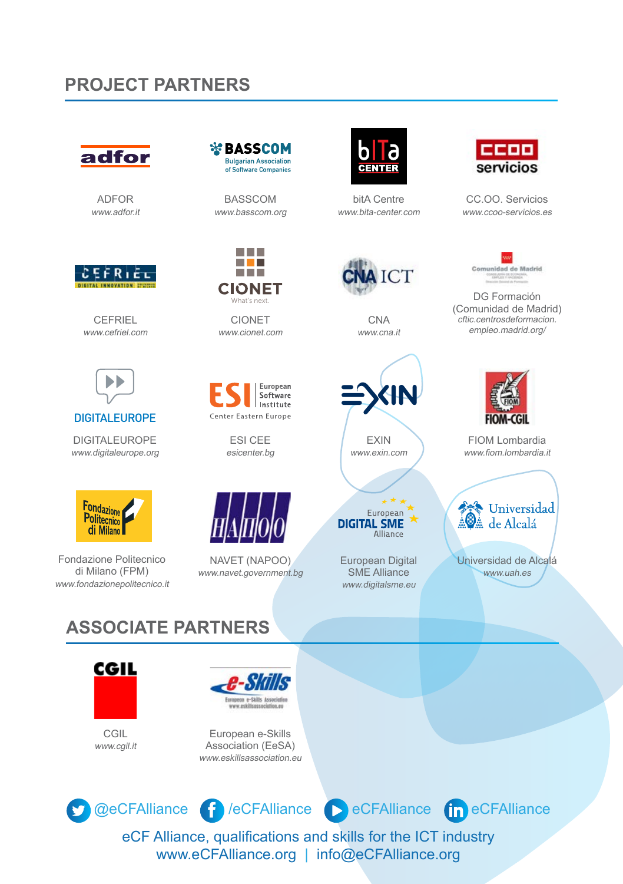## PROJECT PARTNERS

ADFOR
*www.adfor.it*

BASSCOM
*www.basscom.org*

bitA Centre
*www.bita-center.com*

CC.OO. Servicios
*www.ccoo-servicios.es*

CEFRIEL
*www.cefriel.com*

CIONET
*www.cionet.com*

CNA
*www.cna.it*

DG Formación (Comunidad de Madrid)
*cftic.centrosdeformacion.empleo.madrid.org/*

DIGITALEUROPE
*www.digitaleurope.org*

ESI CEE
*esicenter.bg*

EXIN
*www.exin.com*

FIOM Lombardia
*www.fiom.lombardia.it*

Fondazione Politecnico di Milano (FPM)
*www.fondazionepolitecnico.it*

NAVET (NAPOO)
*www.navet.government.bg*

European Digital SME Alliance
*www.digitalsme.eu*

Universidad de Alcalá
*www.uah.es*

## ASSOCIATE PARTNERS

CGIL
*www.cgil.it*

European e-Skills Association (EeSA)
*www.eskillsassociation.eu*

@eCFAlliance /eCFAlliance eCFAlliance eCFAlliance

eCF Alliance, qualifications and skills for the ICT industry
www.eCFAlliance.org | info@eCFAlliance.org